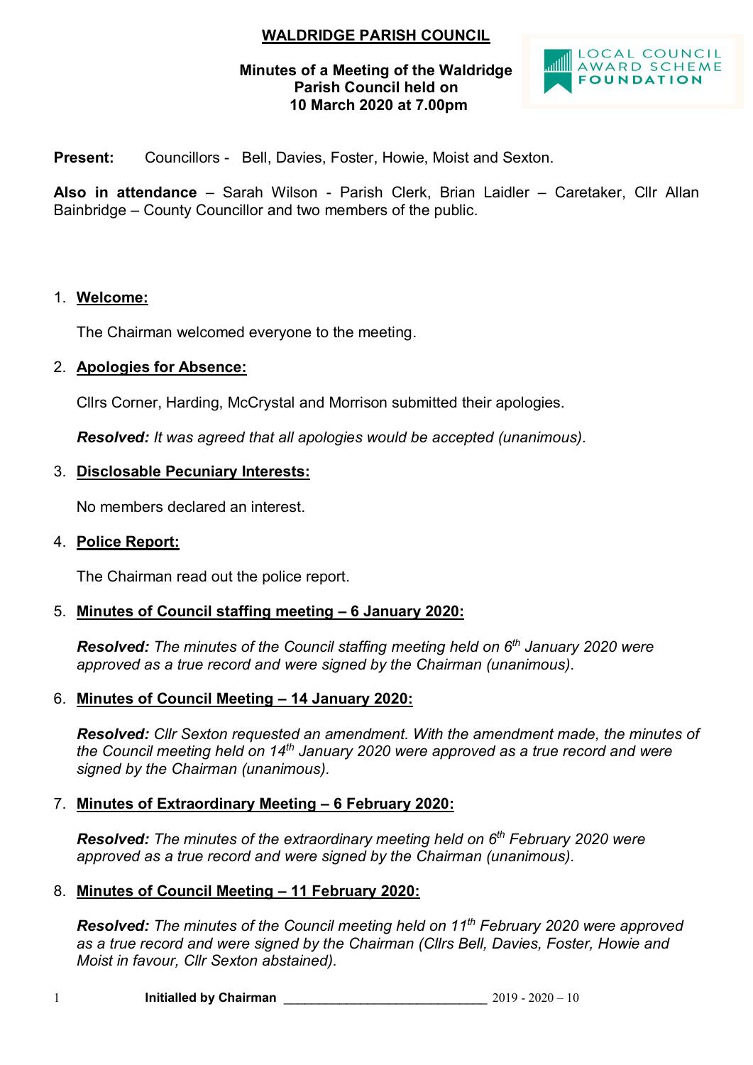# WALDRIDGE PARISH COUNCIL

**Minutes of a Meeting of the Waldridge Parish Council held on 10 March 2020 at 7.00pm**

LOCAL COUNCIL AWARD SCHEME FOUNDATION

**Present:** Councillors - Bell, Davies, Foster, Howie, Moist and Sexton.

**Also in attendance** – Sarah Wilson - Parish Clerk, Brian Laidler – Caretaker, Cllr Allan Bainbridge – County Councillor and two members of the public.

1. **Welcome:**

   The Chairman welcomed everyone to the meeting.

2. **Apologies for Absence:**

   Cllrs Corner, Harding, McCrystal and Morrison submitted their apologies.

   ***Resolved:*** *It was agreed that all apologies would be accepted (unanimous).*

3. **Disclosable Pecuniary Interests:**

   No members declared an interest.

4. **Police Report:**

   The Chairman read out the police report.

5. **Minutes of Council staffing meeting – 6 January 2020:**

   ***Resolved:*** *The minutes of the Council staffing meeting held on 6th January 2020 were approved as a true record and were signed by the Chairman (unanimous).*

6. **Minutes of Council Meeting – 14 January 2020:**

   ***Resolved:*** *Cllr Sexton requested an amendment. With the amendment made, the minutes of the Council meeting held on 14th January 2020 were approved as a true record and were signed by the Chairman (unanimous).*

7. **Minutes of Extraordinary Meeting – 6 February 2020:**

   ***Resolved:*** *The minutes of the extraordinary meeting held on 6th February 2020 were approved as a true record and were signed by the Chairman (unanimous).*

8. **Minutes of Council Meeting – 11 February 2020:**

   ***Resolved:*** *The minutes of the Council meeting held on 11th February 2020 were approved as a true record and were signed by the Chairman (Cllrs Bell, Davies, Foster, Howie and Moist in favour, Cllr Sexton abstained).*

**Initialled by Chairman** ______________________________ 2019 - 2020 – 10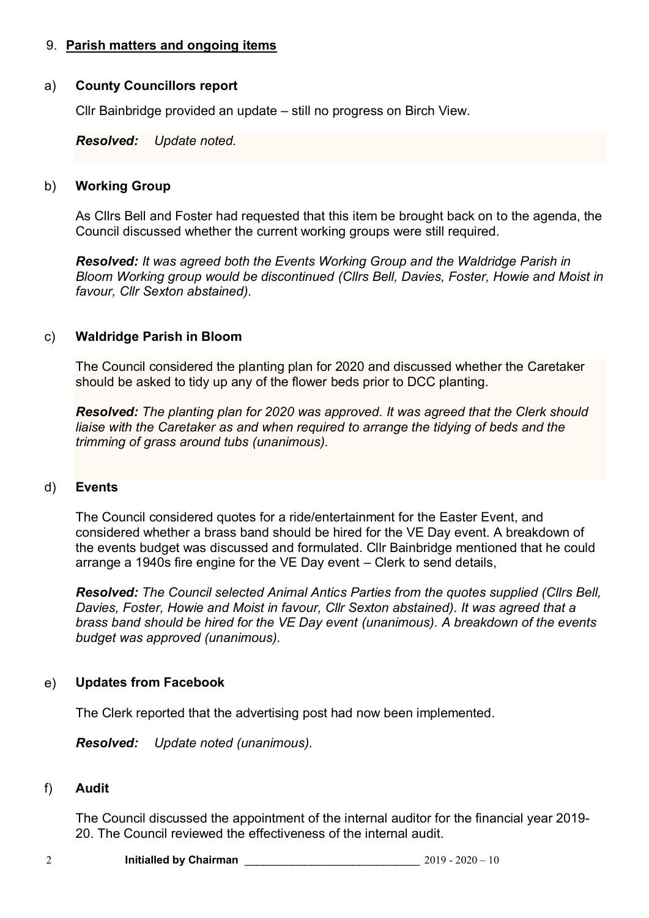9. **Parish matters and ongoing items**

a) **County Councillors report**

Cllr Bainbridge provided an update – still no progress on Birch View.

***Resolved:*** *Update noted.*

b) **Working Group**

As Cllrs Bell and Foster had requested that this item be brought back on to the agenda, the Council discussed whether the current working groups were still required.

***Resolved:*** *It was agreed both the Events Working Group and the Waldridge Parish in Bloom Working group would be discontinued (Cllrs Bell, Davies, Foster, Howie and Moist in favour, Cllr Sexton abstained).*

c) **Waldridge Parish in Bloom**

The Council considered the planting plan for 2020 and discussed whether the Caretaker should be asked to tidy up any of the flower beds prior to DCC planting.

***Resolved:*** *The planting plan for 2020 was approved. It was agreed that the Clerk should liaise with the Caretaker as and when required to arrange the tidying of beds and the trimming of grass around tubs (unanimous).*

d) **Events**

The Council considered quotes for a ride/entertainment for the Easter Event, and considered whether a brass band should be hired for the VE Day event. A breakdown of the events budget was discussed and formulated. Cllr Bainbridge mentioned that he could arrange a 1940s fire engine for the VE Day event – Clerk to send details,

***Resolved:*** *The Council selected Animal Antics Parties from the quotes supplied (Cllrs Bell, Davies, Foster, Howie and Moist in favour, Cllr Sexton abstained). It was agreed that a brass band should be hired for the VE Day event (unanimous). A breakdown of the events budget was approved (unanimous).*

e) **Updates from Facebook**

The Clerk reported that the advertising post had now been implemented.

***Resolved:*** *Update noted (unanimous).*

f) **Audit**

The Council discussed the appointment of the internal auditor for the financial year 2019-20. The Council reviewed the effectiveness of the internal audit.

**Initialled by Chairman** ____________________________ 2019 - 2020 – 10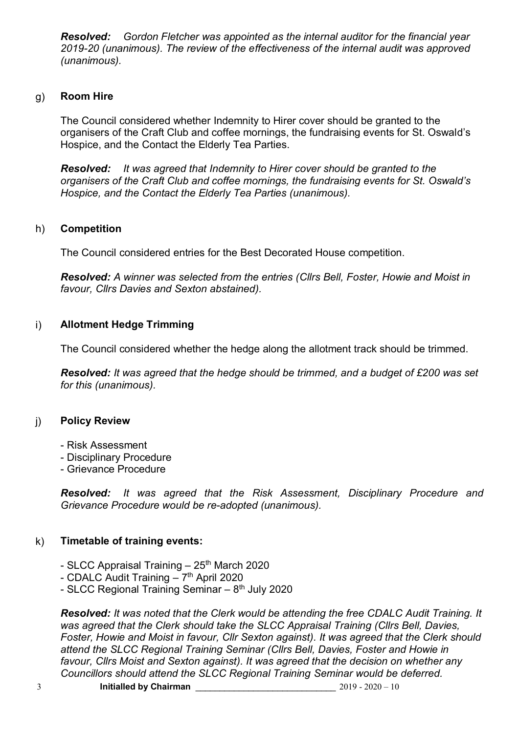***Resolved:*** *Gordon Fletcher was appointed as the internal auditor for the financial year 2019-20 (unanimous). The review of the effectiveness of the internal audit was approved (unanimous).*

g) **Room Hire**

The Council considered whether Indemnity to Hirer cover should be granted to the organisers of the Craft Club and coffee mornings, the fundraising events for St. Oswald's Hospice, and the Contact the Elderly Tea Parties.

***Resolved:*** *It was agreed that Indemnity to Hirer cover should be granted to the organisers of the Craft Club and coffee mornings, the fundraising events for St. Oswald's Hospice, and the Contact the Elderly Tea Parties (unanimous).*

h) **Competition**

The Council considered entries for the Best Decorated House competition.

***Resolved:*** *A winner was selected from the entries (Cllrs Bell, Foster, Howie and Moist in favour, Cllrs Davies and Sexton abstained).*

i) **Allotment Hedge Trimming**

The Council considered whether the hedge along the allotment track should be trimmed.

***Resolved:*** *It was agreed that the hedge should be trimmed, and a budget of £200 was set for this (unanimous).*

j) **Policy Review**

- Risk Assessment
- Disciplinary Procedure
- Grievance Procedure

***Resolved:*** *It was agreed that the Risk Assessment, Disciplinary Procedure and Grievance Procedure would be re-adopted (unanimous).*

k) **Timetable of training events:**

- SLCC Appraisal Training – 25th March 2020
- CDALC Audit Training – 7th April 2020
- SLCC Regional Training Seminar – 8th July 2020

***Resolved:*** *It was noted that the Clerk would be attending the free CDALC Audit Training. It was agreed that the Clerk should take the SLCC Appraisal Training (Cllrs Bell, Davies, Foster, Howie and Moist in favour, Cllr Sexton against). It was agreed that the Clerk should attend the SLCC Regional Training Seminar (Cllrs Bell, Davies, Foster and Howie in favour, Cllrs Moist and Sexton against). It was agreed that the decision on whether any Councillors should attend the SLCC Regional Training Seminar would be deferred.*

**Initialled by Chairman** ____________________________ 2019 - 2020 – 10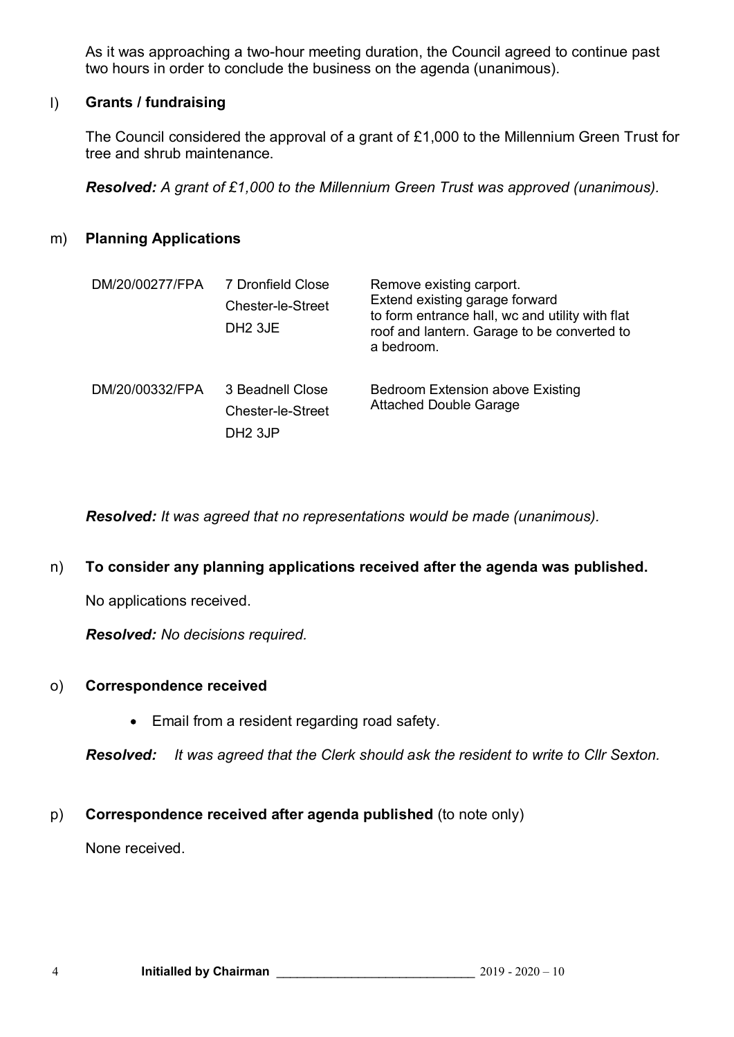As it was approaching a two-hour meeting duration, the Council agreed to continue past two hours in order to conclude the business on the agenda (unanimous).

l) **Grants / fundraising**

The Council considered the approval of a grant of £1,000 to the Millennium Green Trust for tree and shrub maintenance.

***Resolved:*** *A grant of £1,000 to the Millennium Green Trust was approved (unanimous).*

m) **Planning Applications**

| | | |
|---|---|---|
| DM/20/00277/FPA | 7 Dronfield Close Chester-le-Street DH2 3JE | Remove existing carport. Extend existing garage forward to form entrance hall, wc and utility with flat roof and lantern. Garage to be converted to a bedroom. |
| DM/20/00332/FPA | 3 Beadnell Close Chester-le-Street DH2 3JP | Bedroom Extension above Existing Attached Double Garage |

***Resolved:*** *It was agreed that no representations would be made (unanimous).*

n) **To consider any planning applications received after the agenda was published.**

No applications received.

***Resolved:*** *No decisions required.*

o) **Correspondence received**

- Email from a resident regarding road safety.

***Resolved:*** *It was agreed that the Clerk should ask the resident to write to Cllr Sexton.*

p) **Correspondence received after agenda published** (to note only)

None received.

**Initialled by Chairman** ____________________________ 2019 - 2020 – 10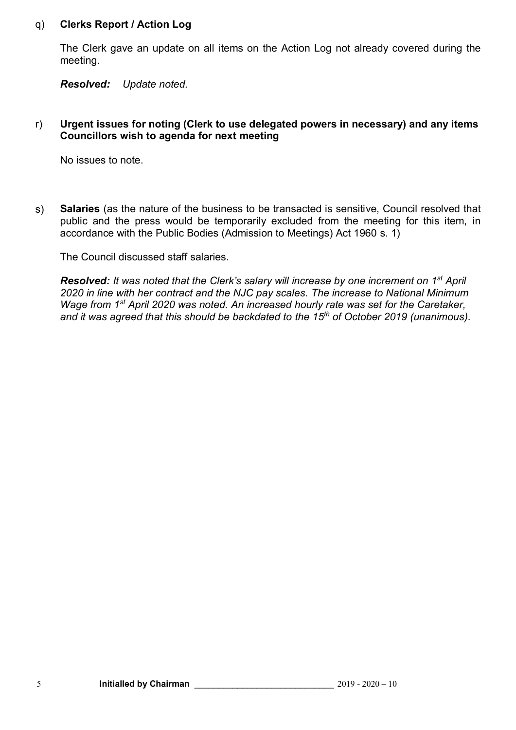q) **Clerks Report / Action Log**

The Clerk gave an update on all items on the Action Log not already covered during the meeting.

***Resolved:*** *Update noted.*

r) **Urgent issues for noting (Clerk to use delegated powers in necessary) and any items Councillors wish to agenda for next meeting**

No issues to note.

s) **Salaries** (as the nature of the business to be transacted is sensitive, Council resolved that public and the press would be temporarily excluded from the meeting for this item, in accordance with the Public Bodies (Admission to Meetings) Act 1960 s. 1)

The Council discussed staff salaries.

***Resolved:*** *It was noted that the Clerk's salary will increase by one increment on 1st April 2020 in line with her contract and the NJC pay scales. The increase to National Minimum Wage from 1st April 2020 was noted. An increased hourly rate was set for the Caretaker, and it was agreed that this should be backdated to the 15th of October 2019 (unanimous).*

**Initialled by Chairman** ______________________________ 2019 - 2020 – 10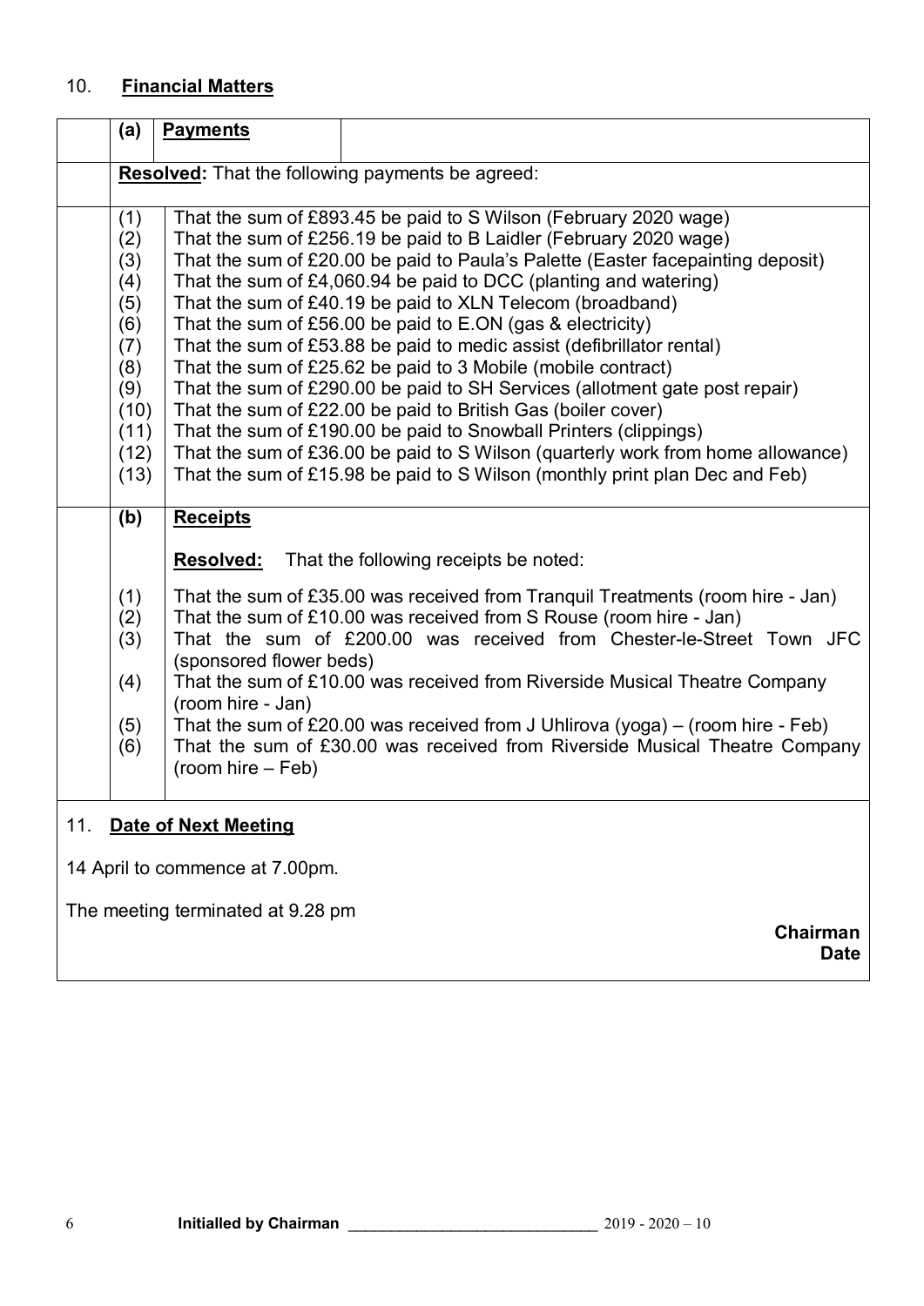## 10. **Financial Matters**

**(a) Payments**

**Resolved:** That the following payments be agreed:

(1) That the sum of £893.45 be paid to S Wilson (February 2020 wage)
(2) That the sum of £256.19 be paid to B Laidler (February 2020 wage)
(3) That the sum of £20.00 be paid to Paula's Palette (Easter facepainting deposit)
(4) That the sum of £4,060.94 be paid to DCC (planting and watering)
(5) That the sum of £40.19 be paid to XLN Telecom (broadband)
(6) That the sum of £56.00 be paid to E.ON (gas & electricity)
(7) That the sum of £53.88 be paid to medic assist (defibrillator rental)
(8) That the sum of £25.62 be paid to 3 Mobile (mobile contract)
(9) That the sum of £290.00 be paid to SH Services (allotment gate post repair)
(10) That the sum of £22.00 be paid to British Gas (boiler cover)
(11) That the sum of £190.00 be paid to Snowball Printers (clippings)
(12) That the sum of £36.00 be paid to S Wilson (quarterly work from home allowance)
(13) That the sum of £15.98 be paid to S Wilson (monthly print plan Dec and Feb)

**(b) Receipts**

**Resolved:** That the following receipts be noted:

(1) That the sum of £35.00 was received from Tranquil Treatments (room hire - Jan)
(2) That the sum of £10.00 was received from S Rouse (room hire - Jan)
(3) That the sum of £200.00 was received from Chester-le-Street Town JFC (sponsored flower beds)
(4) That the sum of £10.00 was received from Riverside Musical Theatre Company (room hire - Jan)
(5) That the sum of £20.00 was received from J Uhlirova (yoga) – (room hire - Feb)
(6) That the sum of £30.00 was received from Riverside Musical Theatre Company (room hire – Feb)

## 11. **Date of Next Meeting**

14 April to commence at 7.00pm.

The meeting terminated at 9.28 pm

**Chairman**
**Date**

**Initialled by Chairman** ______________________________ 2019 - 2020 – 10